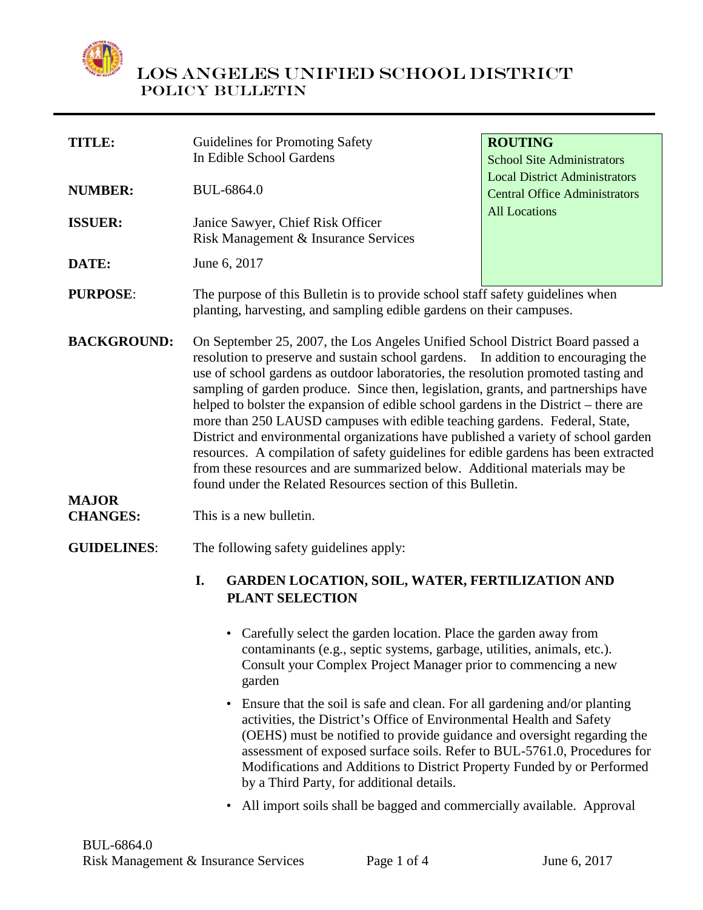# LOS ANGELES UNIFIED SCHOOL DISTRICT
## POLICY BULLETIN

| | | |
|---|---|---|
| **TITLE:** | Guidelines for Promoting Safety In Edible School Gardens | **ROUTING** School Site Administrators, Local District Administrators, Central Office Administrators, All Locations |
| **NUMBER:** | BUL-6864.0 | |
| **ISSUER:** | Janice Sawyer, Chief Risk Officer, Risk Management & Insurance Services | |
| **DATE:** | June 6, 2017 | |

**PURPOSE**: The purpose of this Bulletin is to provide school staff safety guidelines when planting, harvesting, and sampling edible gardens on their campuses.

**BACKGROUND:** On September 25, 2007, the Los Angeles Unified School District Board passed a resolution to preserve and sustain school gardens. In addition to encouraging the use of school gardens as outdoor laboratories, the resolution promoted tasting and sampling of garden produce. Since then, legislation, grants, and partnerships have helped to bolster the expansion of edible school gardens in the District – there are more than 250 LAUSD campuses with edible teaching gardens. Federal, State, District and environmental organizations have published a variety of school garden resources. A compilation of safety guidelines for edible gardens has been extracted from these resources and are summarized below. Additional materials may be found under the Related Resources section of this Bulletin.

**MAJOR CHANGES:** This is a new bulletin.

**GUIDELINES**: The following safety guidelines apply:

### I. GARDEN LOCATION, SOIL, WATER, FERTILIZATION AND PLANT SELECTION

- Carefully select the garden location. Place the garden away from contaminants (e.g., septic systems, garbage, utilities, animals, etc.). Consult your Complex Project Manager prior to commencing a new garden
- Ensure that the soil is safe and clean. For all gardening and/or planting activities, the District's Office of Environmental Health and Safety (OEHS) must be notified to provide guidance and oversight regarding the assessment of exposed surface soils. Refer to BUL-5761.0, Procedures for Modifications and Additions to District Property Funded by or Performed by a Third Party, for additional details.
- All import soils shall be bagged and commercially available. Approval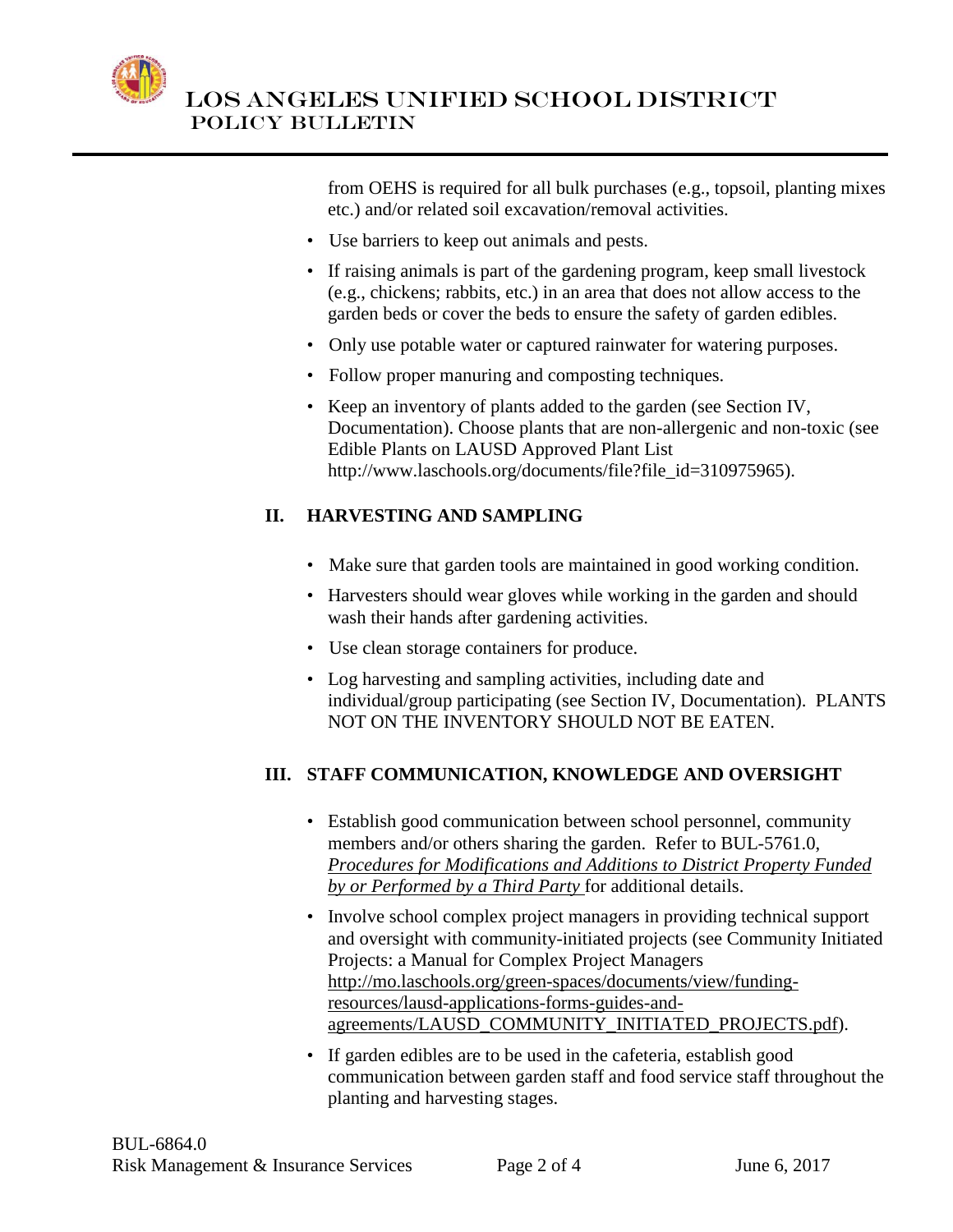from OEHS is required for all bulk purchases (e.g., topsoil, planting mixes etc.) and/or related soil excavation/removal activities.

- Use barriers to keep out animals and pests.
- If raising animals is part of the gardening program, keep small livestock (e.g., chickens; rabbits, etc.) in an area that does not allow access to the garden beds or cover the beds to ensure the safety of garden edibles.
- Only use potable water or captured rainwater for watering purposes.
- Follow proper manuring and composting techniques.
- Keep an inventory of plants added to the garden (see Section IV, Documentation). Choose plants that are non-allergenic and non-toxic (see Edible Plants on LAUSD Approved Plant List http://www.laschools.org/documents/file?file_id=310975965).

## II. HARVESTING AND SAMPLING

- Make sure that garden tools are maintained in good working condition.
- Harvesters should wear gloves while working in the garden and should wash their hands after gardening activities.
- Use clean storage containers for produce.
- Log harvesting and sampling activities, including date and individual/group participating (see Section IV, Documentation). PLANTS NOT ON THE INVENTORY SHOULD NOT BE EATEN.

## III. STAFF COMMUNICATION, KNOWLEDGE AND OVERSIGHT

- Establish good communication between school personnel, community members and/or others sharing the garden. Refer to BUL-5761.0, *Procedures for Modifications and Additions to District Property Funded by or Performed by a Third Party* for additional details.
- Involve school complex project managers in providing technical support and oversight with community-initiated projects (see Community Initiated Projects: a Manual for Complex Project Managers http://mo.laschools.org/green-spaces/documents/view/funding-resources/lausd-applications-forms-guides-and-agreements/LAUSD_COMMUNITY_INITIATED_PROJECTS.pdf).
- If garden edibles are to be used in the cafeteria, establish good communication between garden staff and food service staff throughout the planting and harvesting stages.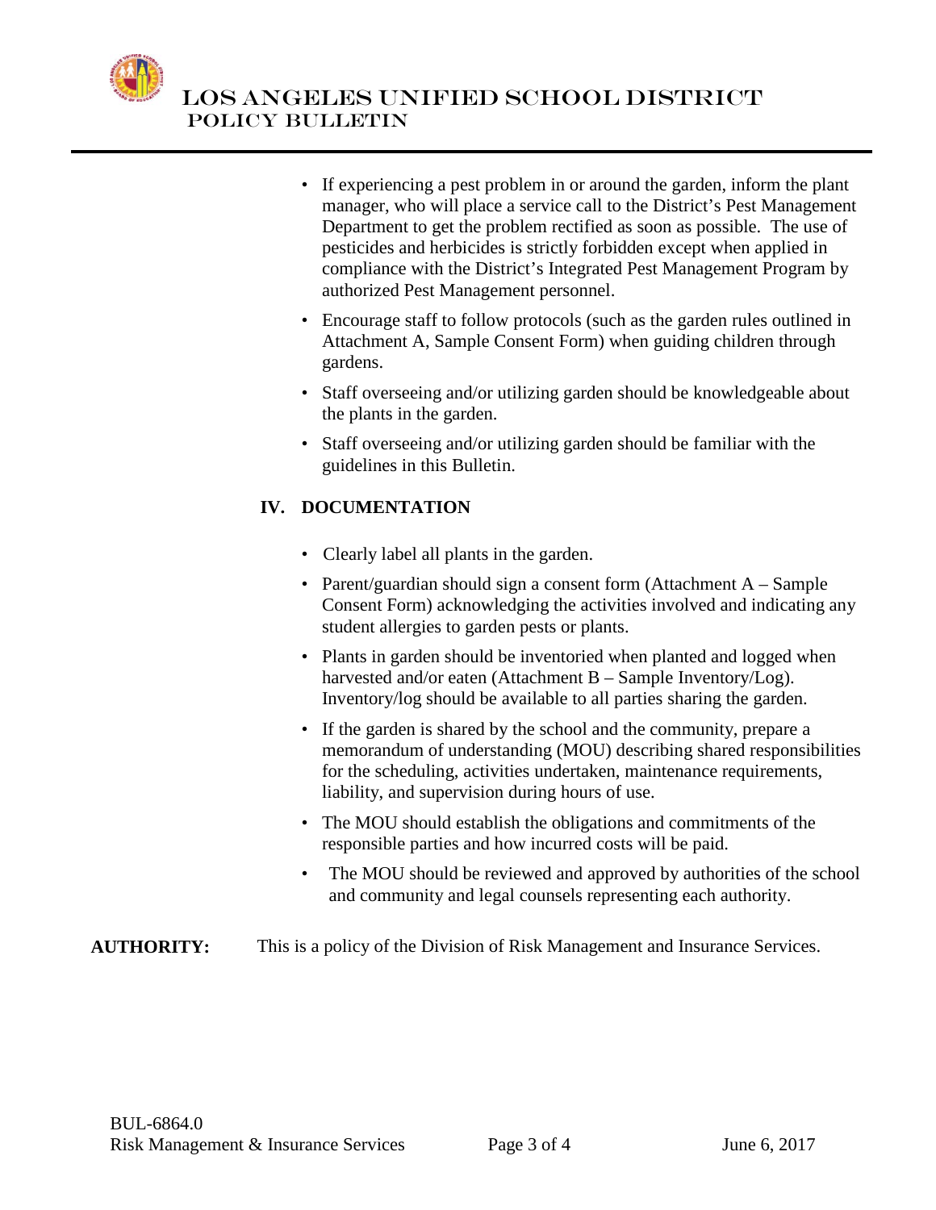- If experiencing a pest problem in or around the garden, inform the plant manager, who will place a service call to the District's Pest Management Department to get the problem rectified as soon as possible. The use of pesticides and herbicides is strictly forbidden except when applied in compliance with the District's Integrated Pest Management Program by authorized Pest Management personnel.
- Encourage staff to follow protocols (such as the garden rules outlined in Attachment A, Sample Consent Form) when guiding children through gardens.
- Staff overseeing and/or utilizing garden should be knowledgeable about the plants in the garden.
- Staff overseeing and/or utilizing garden should be familiar with the guidelines in this Bulletin.

## IV. DOCUMENTATION

- Clearly label all plants in the garden.
- Parent/guardian should sign a consent form (Attachment A – Sample Consent Form) acknowledging the activities involved and indicating any student allergies to garden pests or plants.
- Plants in garden should be inventoried when planted and logged when harvested and/or eaten (Attachment B – Sample Inventory/Log). Inventory/log should be available to all parties sharing the garden.
- If the garden is shared by the school and the community, prepare a memorandum of understanding (MOU) describing shared responsibilities for the scheduling, activities undertaken, maintenance requirements, liability, and supervision during hours of use.
- The MOU should establish the obligations and commitments of the responsible parties and how incurred costs will be paid.
- The MOU should be reviewed and approved by authorities of the school and community and legal counsels representing each authority.

**AUTHORITY:** This is a policy of the Division of Risk Management and Insurance Services.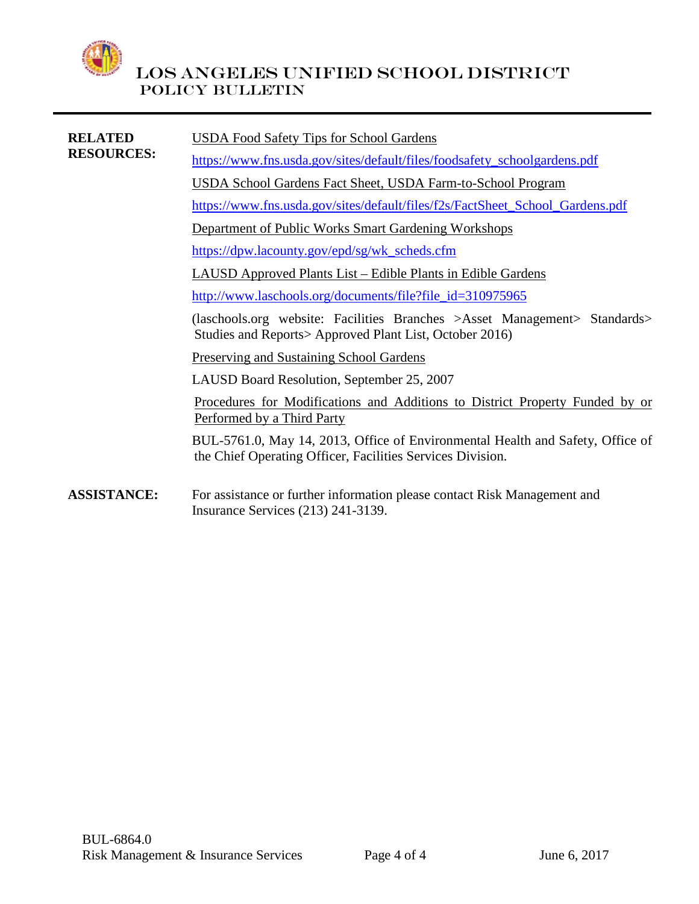**RELATED RESOURCES:**

USDA Food Safety Tips for School Gardens

https://www.fns.usda.gov/sites/default/files/foodsafety_schoolgardens.pdf

USDA School Gardens Fact Sheet, USDA Farm-to-School Program

https://www.fns.usda.gov/sites/default/files/f2s/FactSheet_School_Gardens.pdf

Department of Public Works Smart Gardening Workshops

https://dpw.lacounty.gov/epd/sg/wk_scheds.cfm

LAUSD Approved Plants List – Edible Plants in Edible Gardens

http://www.laschools.org/documents/file?file_id=310975965

(laschools.org website: Facilities Branches >Asset Management> Standards> Studies and Reports> Approved Plant List, October 2016)

Preserving and Sustaining School Gardens

LAUSD Board Resolution, September 25, 2007

Procedures for Modifications and Additions to District Property Funded by or Performed by a Third Party

BUL-5761.0, May 14, 2013, Office of Environmental Health and Safety, Office of the Chief Operating Officer, Facilities Services Division.

**ASSISTANCE:**

For assistance or further information please contact Risk Management and Insurance Services (213) 241-3139.